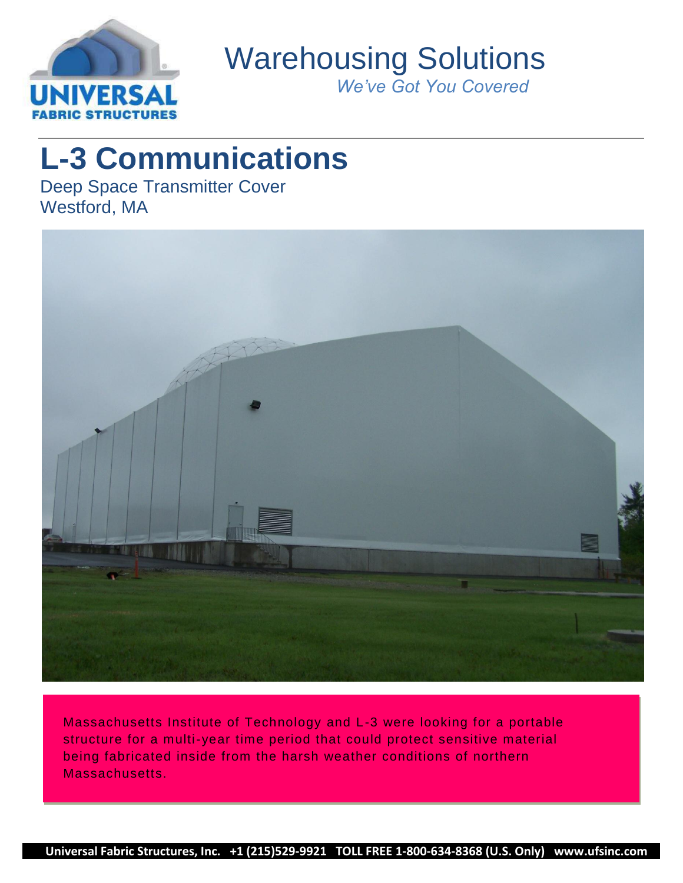# Warehousing Solutions

*We've Got You Covered*

## L-3 Communications

Deep Space Transmitter Cover
Westford, MA

Massachusetts Institute of Technology and L-3 were looking for a portable structure for a multi-year time period that could protect sensitive material being fabricated inside from the harsh weather conditions of northern Massachusetts.

**Universal Fabric Structures, Inc. +1 (215)529-9921 TOLL FREE 1-800-634-8368 (U.S. Only) www.ufsinc.com**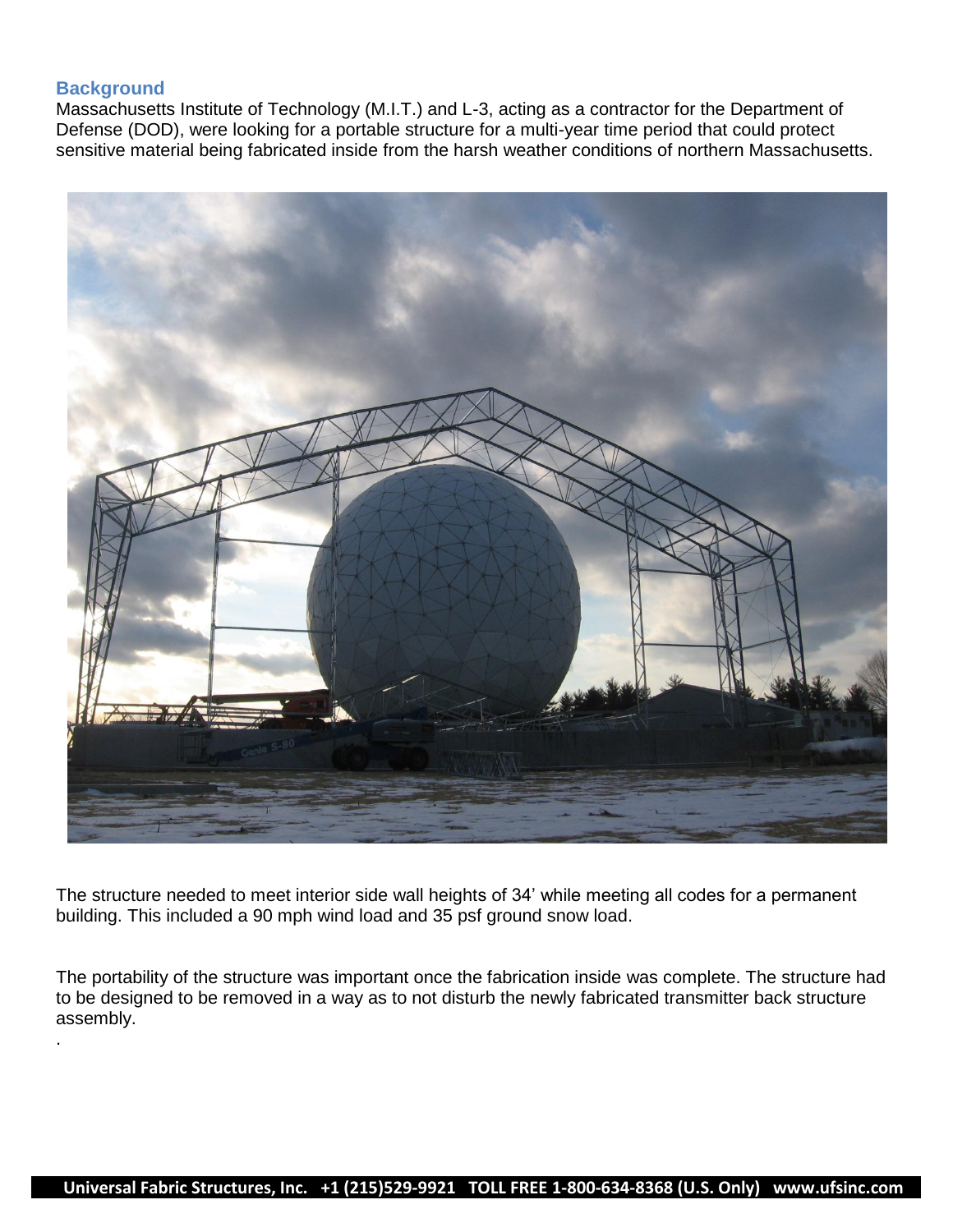## Background

Massachusetts Institute of Technology (M.I.T.) and L-3, acting as a contractor for the Department of Defense (DOD), were looking for a portable structure for a multi-year time period that could protect sensitive material being fabricated inside from the harsh weather conditions of northern Massachusetts.

The structure needed to meet interior side wall heights of 34' while meeting all codes for a permanent building. This included a 90 mph wind load and 35 psf ground snow load.

The portability of the structure was important once the fabrication inside was complete. The structure had to be designed to be removed in a way as to not disturb the newly fabricated transmitter back structure assembly.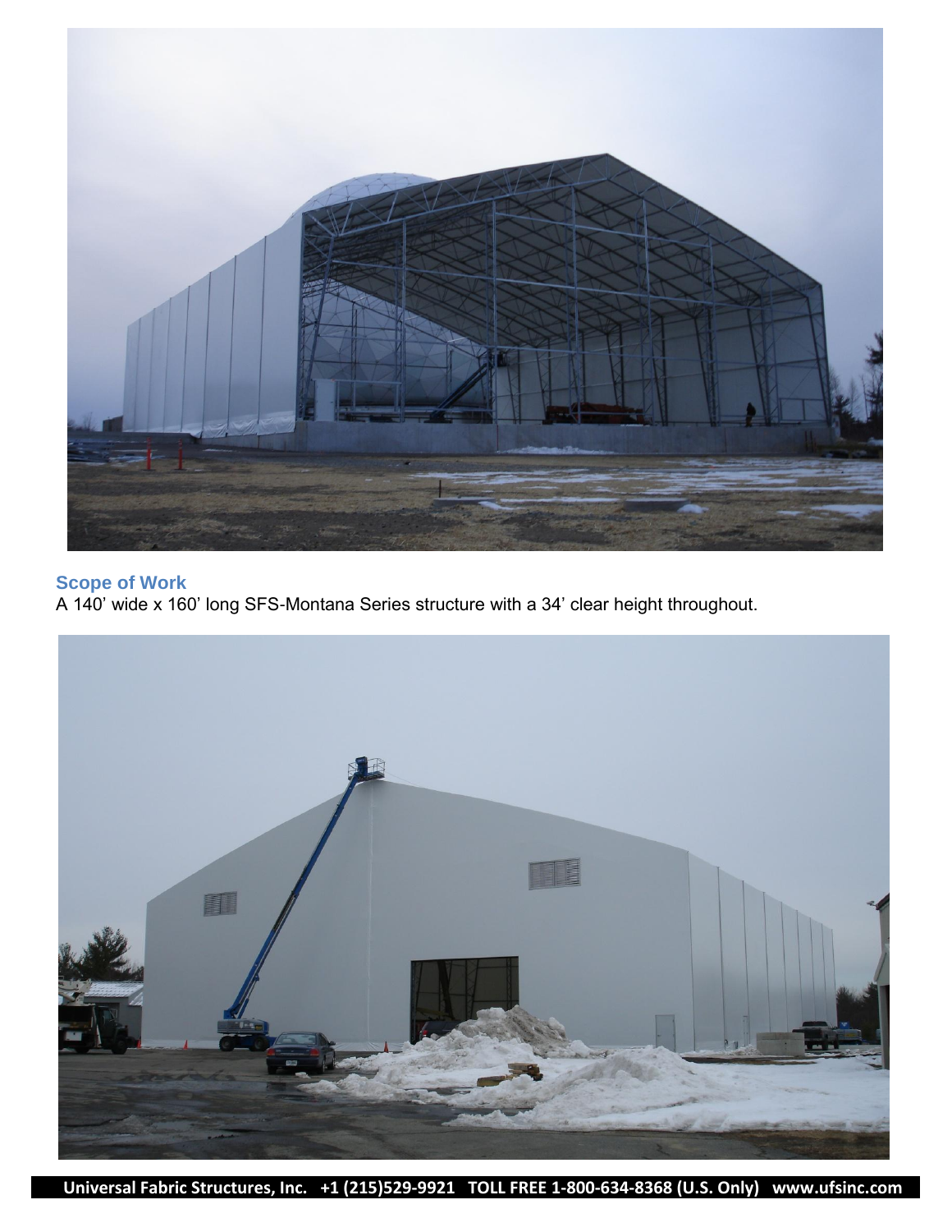## Scope of Work

A 140' wide x 160' long SFS-Montana Series structure with a 34' clear height throughout.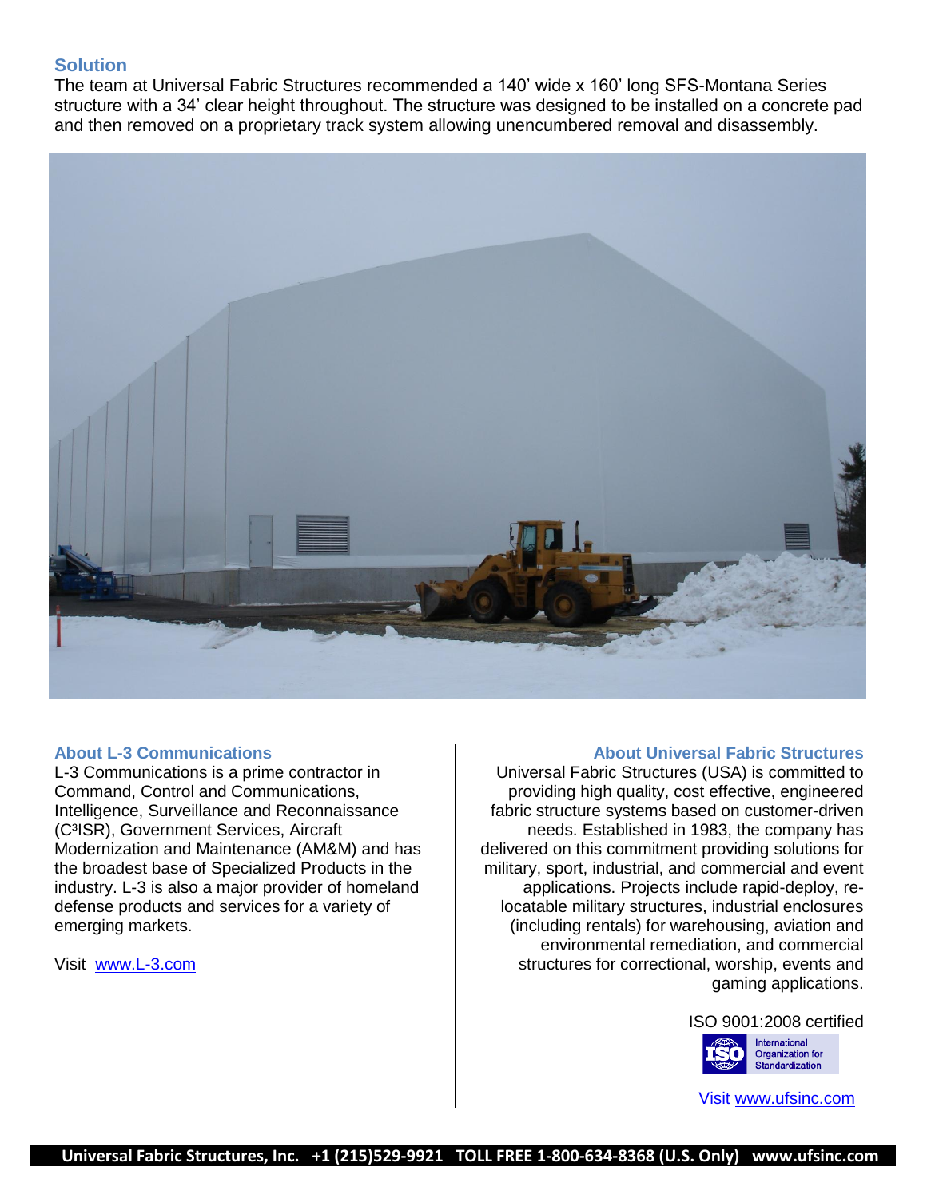## Solution

The team at Universal Fabric Structures recommended a 140' wide x 160' long SFS-Montana Series structure with a 34' clear height throughout. The structure was designed to be installed on a concrete pad and then removed on a proprietary track system allowing unencumbered removal and disassembly.

### About L-3 Communications

L-3 Communications is a prime contractor in Command, Control and Communications, Intelligence, Surveillance and Reconnaissance ($C^3$ISR), Government Services, Aircraft Modernization and Maintenance (AM&M) and has the broadest base of Specialized Products in the industry. L-3 is also a major provider of homeland defense products and services for a variety of emerging markets.

Visit [www.L-3.com](http://www.L-3.com)

### About Universal Fabric Structures

Universal Fabric Structures (USA) is committed to providing high quality, cost effective, engineered fabric structure systems based on customer-driven needs. Established in 1983, the company has delivered on this commitment providing solutions for military, sport, industrial, and commercial and event applications. Projects include rapid-deploy, re-locatable military structures, industrial enclosures (including rentals) for warehousing, aviation and environmental remediation, and commercial structures for correctional, worship, events and gaming applications.

ISO 9001:2008 certified

International Organization for Standardization

Visit [www.ufsinc.com](http://www.ufsinc.com)

**Universal Fabric Structures, Inc. +1 (215)529-9921 TOLL FREE 1-800-634-8368 (U.S. Only) www.ufsinc.com**